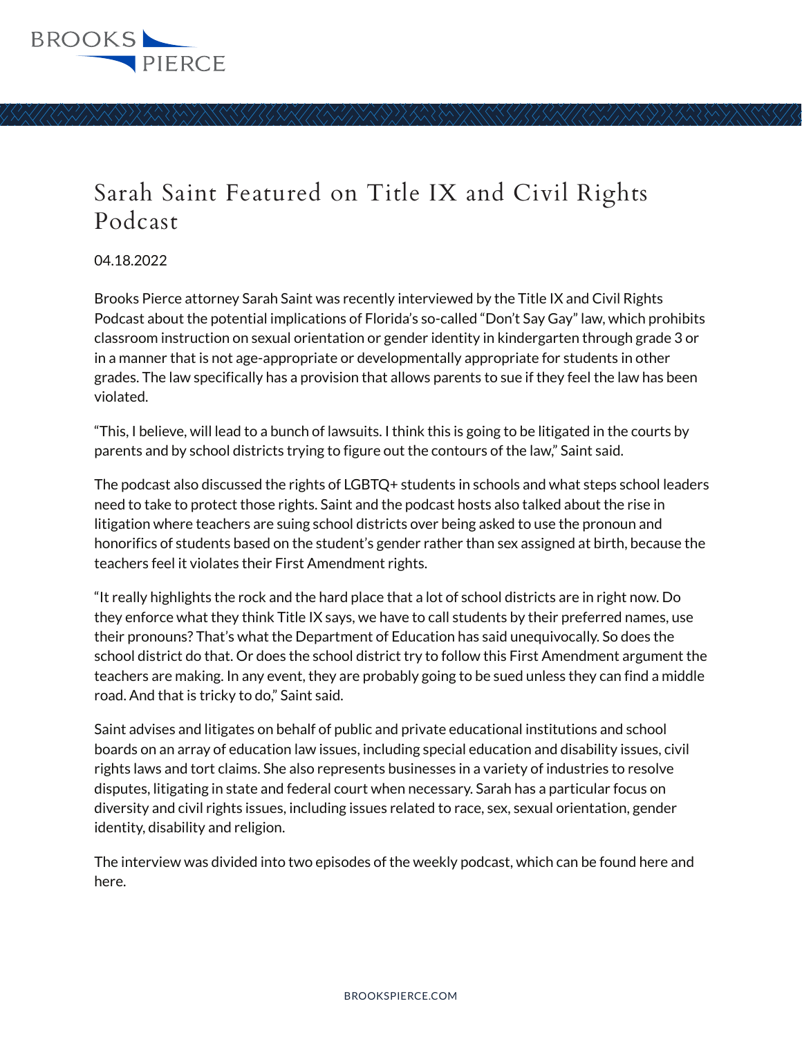# Sarah Saint Featured on Title IX and Civil Rights Podcast

04.18.2022

Brooks Pierce attorney Sarah Saint was recently interviewed by the Title IX and Civil Rights Podcast about the potential implications of Florida's so-called "Don't Say Gay" law, which prohibits classroom instruction on sexual orientation or gender identity in kindergarten through grade 3 or in a manner that is not age-appropriate or developmentally appropriate for students in other grades. The law specifically has a provision that allows parents to sue if they feel the law has been violated.

"This, I believe, will lead to a bunch of lawsuits. I think this is going to be litigated in the courts by parents and by school districts trying to figure out the contours of the law," Saint said.

The podcast also discussed the rights of LGBTQ+ students in schools and what steps school leaders need to take to protect those rights. Saint and the podcast hosts also talked about the rise in litigation where teachers are suing school districts over being asked to use the pronoun and honorifics of students based on the student's gender rather than sex assigned at birth, because the teachers feel it violates their First Amendment rights.

"It really highlights the rock and the hard place that a lot of school districts are in right now. Do they enforce what they think Title IX says, we have to call students by their preferred names, use their pronouns? That's what the Department of Education has said unequivocally. So does the school district do that. Or does the school district try to follow this First Amendment argument the teachers are making. In any event, they are probably going to be sued unless they can find a middle road. And that is tricky to do," Saint said.

Saint advises and litigates on behalf of public and private educational institutions and school boards on an array of education law issues, including special education and disability issues, civil rights laws and tort claims. She also represents businesses in a variety of industries to resolve disputes, litigating in state and federal court when necessary. Sarah has a particular focus on diversity and civil rights issues, including issues related to race, sex, sexual orientation, gender identity, disability and religion.

The interview was divided into two episodes of the weekly podcast, which can be found here and here.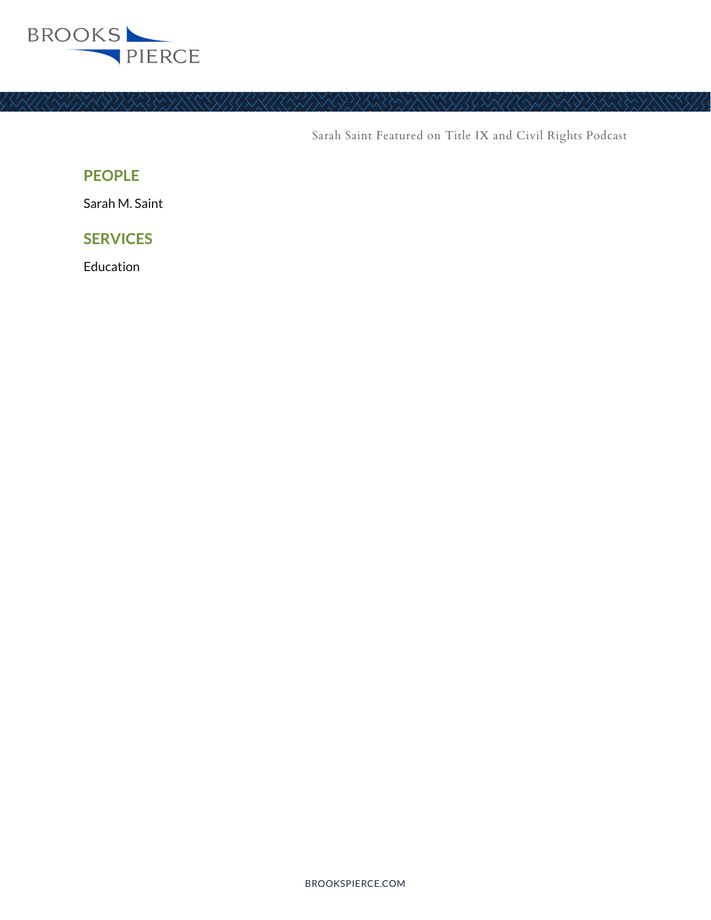## PEOPLE

Sarah M. Saint

## SERVICES

Education